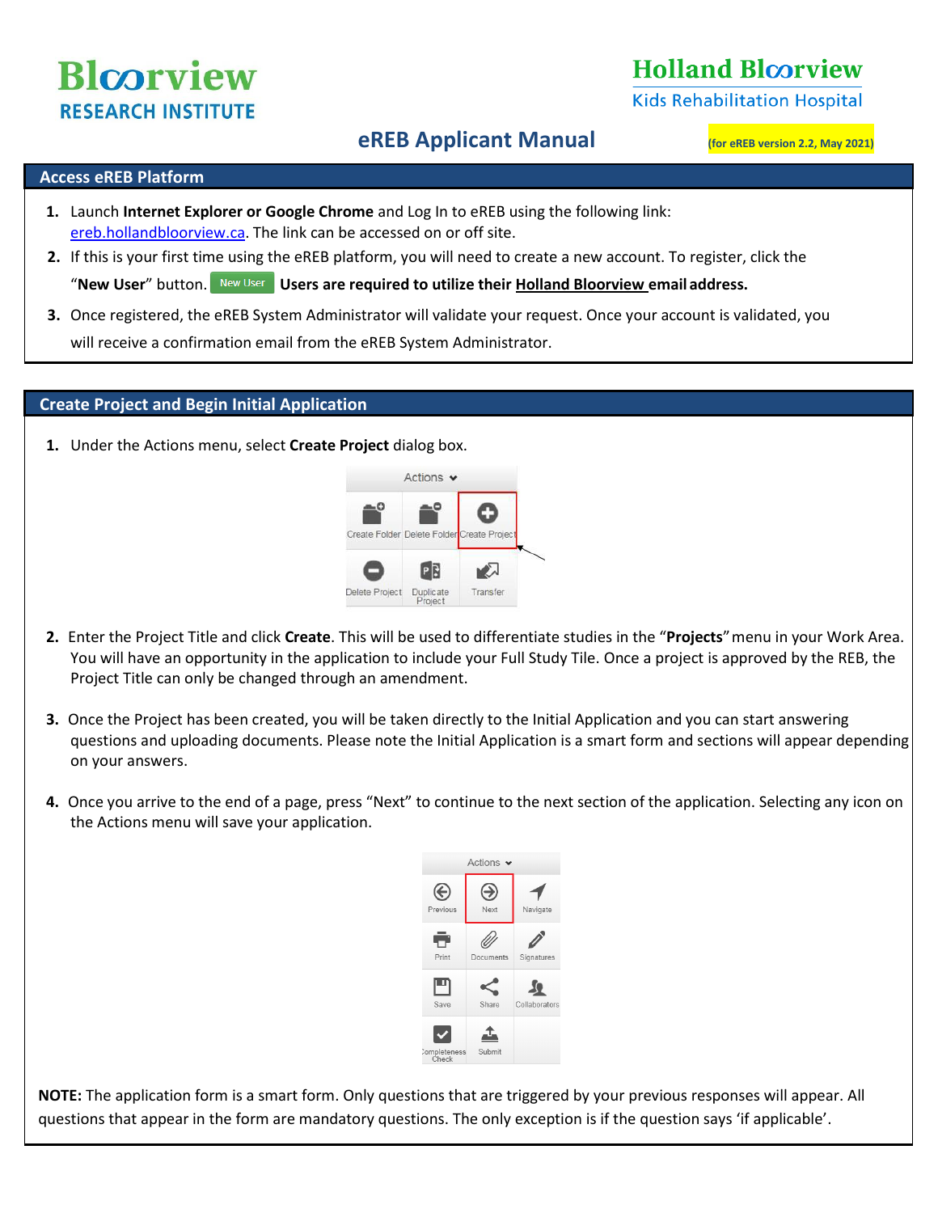Bloorview RESEARCH INSTITUTE

Holland Bloorview Kids Rehabilitation Hospital

# eREB Applicant Manual

(for eREB version 2.2, May 2021)

## Access eREB Platform

1. Launch **Internet Explorer or Google Chrome** and Log In to eREB using the following link: ereb.hollandbloorview.ca. The link can be accessed on or off site.
2. If this is your first time using the eREB platform, you will need to create a new account. To register, click the "**New User**" button. New User **Users are required to utilize their Holland Bloorview email address.**
3. Once registered, the eREB System Administrator will validate your request. Once your account is validated, you will receive a confirmation email from the eREB System Administrator.

## Create Project and Begin Initial Application

1. Under the Actions menu, select **Create Project** dialog box.

2. Enter the Project Title and click **Create**. This will be used to differentiate studies in the "**Projects**" menu in your Work Area. You will have an opportunity in the application to include your Full Study Tile. Once a project is approved by the REB, the Project Title can only be changed through an amendment.

3. Once the Project has been created, you will be taken directly to the Initial Application and you can start answering questions and uploading documents. Please note the Initial Application is a smart form and sections will appear depending on your answers.

4. Once you arrive to the end of a page, press "Next" to continue to the next section of the application. Selecting any icon on the Actions menu will save your application.

**NOTE:** The application form is a smart form. Only questions that are triggered by your previous responses will appear. All questions that appear in the form are mandatory questions. The only exception is if the question says 'if applicable'.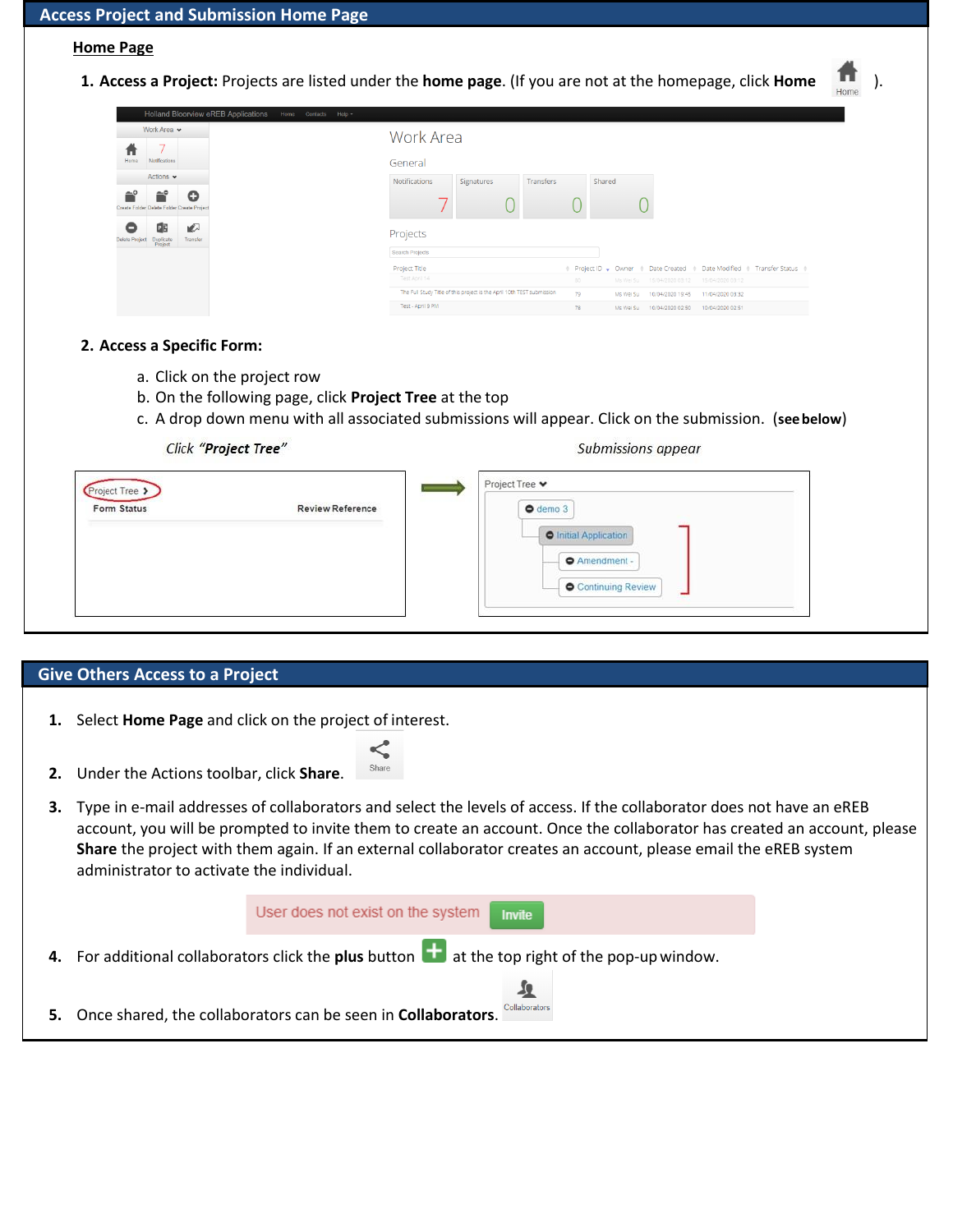## Access Project and Submission Home Page

### Home Page

1. **Access a Project:** Projects are listed under the **home page**. (If you are not at the homepage, click **Home** ).

2. **Access a Specific Form:**

   a. Click on the project row
   b. On the following page, click **Project Tree** at the top
   c. A drop down menu with all associated submissions will appear. Click on the submission. (**see below**)

*Click "**Project Tree**"* — *Submissions appear*

## Give Others Access to a Project

1. Select **Home Page** and click on the project of interest.
2. Under the Actions toolbar, click **Share**.
3. Type in e-mail addresses of collaborators and select the levels of access. If the collaborator does not have an eREB account, you will be prompted to invite them to create an account. Once the collaborator has created an account, please **Share** the project with them again. If an external collaborator creates an account, please email the eREB system administrator to activate the individual.
4. For additional collaborators click the **plus** button at the top right of the pop-up window.
5. Once shared, the collaborators can be seen in **Collaborators**.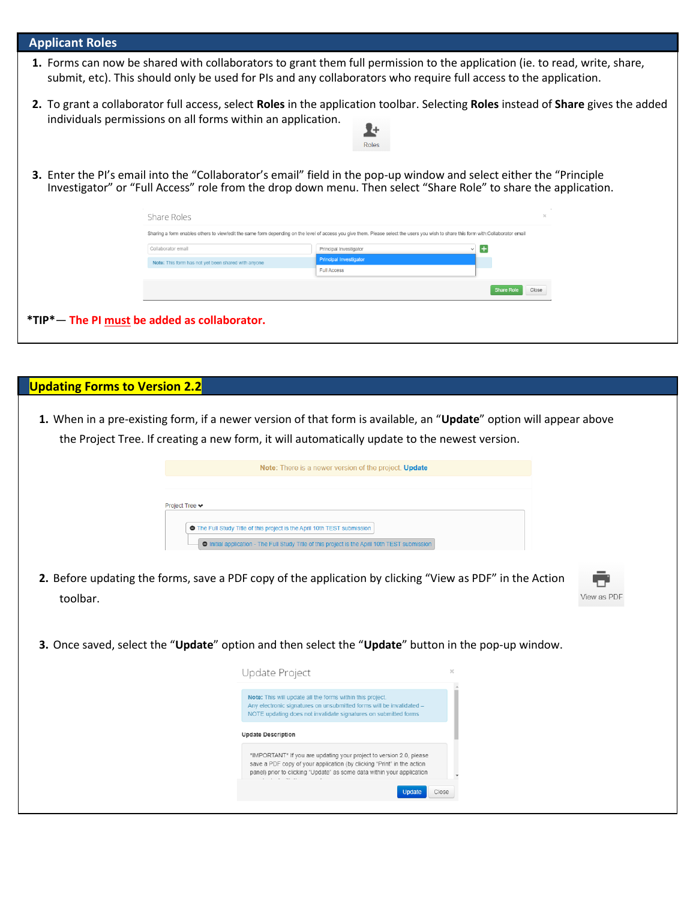## Applicant Roles

1. Forms can now be shared with collaborators to grant them full permission to the application (ie. to read, write, share, submit, etc). This should only be used for PIs and any collaborators who require full access to the application.

2. To grant a collaborator full access, select **Roles** in the application toolbar. Selecting **Roles** instead of **Share** gives the added individuals permissions on all forms within an application.

3. Enter the PI's email into the "Collaborator's email" field in the pop-up window and select either the "Principle Investigator" or "Full Access" role from the drop down menu. Then select "Share Role" to share the application.

***TIP*** — **The PI must be added as collaborator.**

## Updating Forms to Version 2.2

1. When in a pre-existing form, if a newer version of that form is available, an "**Update**" option will appear above the Project Tree. If creating a new form, it will automatically update to the newest version.

2. Before updating the forms, save a PDF copy of the application by clicking "View as PDF" in the Action toolbar.

3. Once saved, select the "**Update**" option and then select the "**Update**" button in the pop-up window.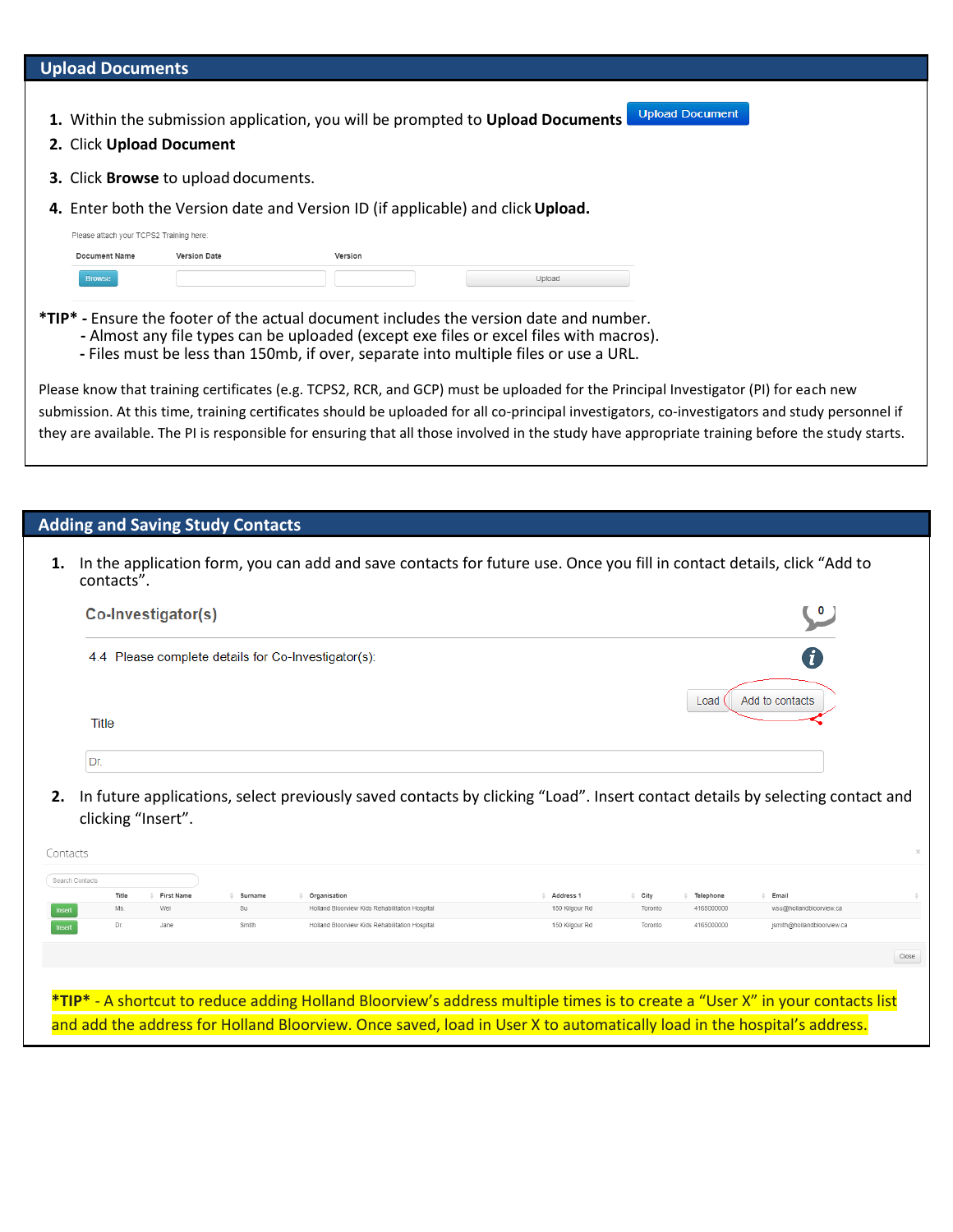## Upload Documents

1. Within the submission application, you will be prompted to **Upload Documents** Upload Document
2. Click **Upload Document**
3. Click **Browse** to upload documents.
4. Enter both the Version date and Version ID (if applicable) and click **Upload.**

Please attach your TCPS2 Training here:

| Document Name | Version Date | Version | |
|---|---|---|---|
| Browse | | | Upload |

***TIP*** - Ensure the footer of the actual document includes the version date and number.
- Almost any file types can be uploaded (except exe files or excel files with macros).
- Files must be less than 150mb, if over, separate into multiple files or use a URL.

Please know that training certificates (e.g. TCPS2, RCR, and GCP) must be uploaded for the Principal Investigator (PI) for each new submission. At this time, training certificates should be uploaded for all co-principal investigators, co-investigators and study personnel if they are available. The PI is responsible for ensuring that all those involved in the study have appropriate training before the study starts.

## Adding and Saving Study Contacts

1. In the application form, you can add and save contacts for future use. Once you fill in contact details, click "Add to contacts".

   **Co-Investigator(s)**

   4.4 Please complete details for Co-Investigator(s):

   Load | Add to contacts

   Title

   Dr.

2. In future applications, select previously saved contacts by clicking "Load". Insert contact details by selecting contact and clicking "Insert".

Contacts

Search Contacts

| | Title | First Name | Surname | Organisation | Address 1 | City | Telephone | Email |
|---|---|---|---|---|---|---|---|---|
| Insert | Ms. | Wei | Su | Holland Bloorview Kids Rehabilitation Hospital | 150 Kilgour Rd | Toronto | 4165000000 | wsu@hollandbloorview.ca |
| Insert | Dr. | Jane | Smith | Holland Bloorview Kids Rehabilitation Hospital | 150 Kilgour Rd | Toronto | 4165000000 | jsmith@hollandbloorview.ca |

Close

***TIP*** - A shortcut to reduce adding Holland Bloorview's address multiple times is to create a "User X" in your contacts list and add the address for Holland Bloorview. Once saved, load in User X to automatically load in the hospital's address.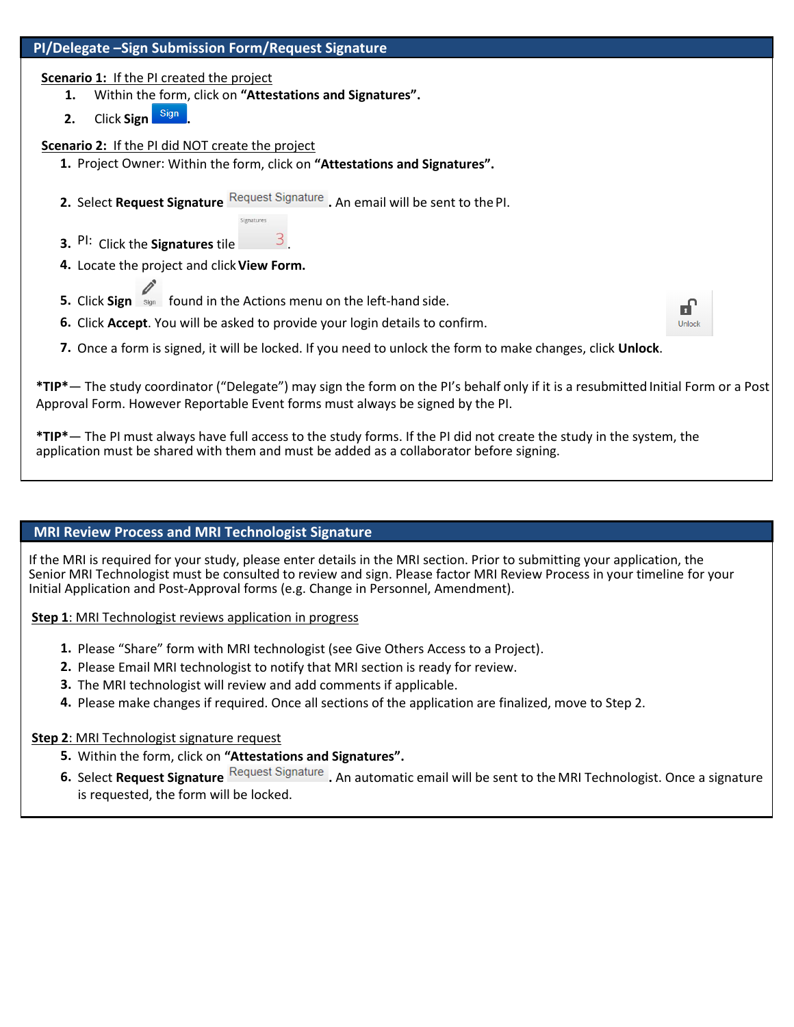## PI/Delegate –Sign Submission Form/Request Signature

**Scenario 1:** If the PI created the project

1. Within the form, click on **“Attestations and Signatures”.**
2. Click **Sign** Sign**.**

**Scenario 2:** If the PI did NOT create the project

1. Project Owner: Within the form, click on **“Attestations and Signatures”.**
2. Select **Request Signature** Request Signature**.** An email will be sent to the PI.
3. PI: Click the **Signatures** tile Signatures 3.
4. Locate the project and click **View Form.**
5. Click **Sign** Sign found in the Actions menu on the left-hand side.
6. Click **Accept**. You will be asked to provide your login details to confirm.
7. Once a form is signed, it will be locked. If you need to unlock the form to make changes, click **Unlock**. Unlock

***TIP*** — The study coordinator (“Delegate”) may sign the form on the PI’s behalf only if it is a resubmitted Initial Form or a Post Approval Form. However Reportable Event forms must always be signed by the PI.

***TIP*** — The PI must always have full access to the study forms. If the PI did not create the study in the system, the application must be shared with them and must be added as a collaborator before signing.

## MRI Review Process and MRI Technologist Signature

If the MRI is required for your study, please enter details in the MRI section. Prior to submitting your application, the Senior MRI Technologist must be consulted to review and sign. Please factor MRI Review Process in your timeline for your Initial Application and Post-Approval forms (e.g. Change in Personnel, Amendment).

**Step 1**: MRI Technologist reviews application in progress

1. Please “Share” form with MRI technologist (see Give Others Access to a Project).
2. Please Email MRI technologist to notify that MRI section is ready for review.
3. The MRI technologist will review and add comments if applicable.
4. Please make changes if required. Once all sections of the application are finalized, move to Step 2.

**Step 2**: MRI Technologist signature request

5. Within the form, click on **“Attestations and Signatures”.**
6. Select **Request Signature** Request Signature**.** An automatic email will be sent to the MRI Technologist. Once a signature is requested, the form will be locked.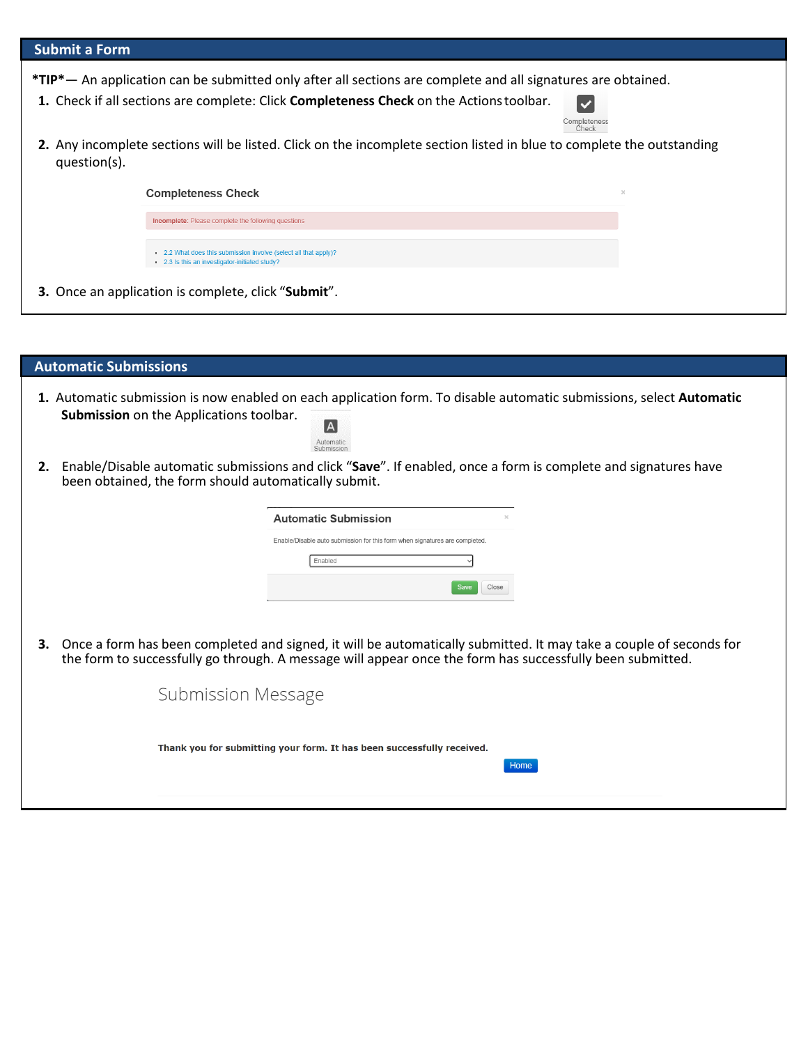## Submit a Form

***TIP*** — An application can be submitted only after all sections are complete and all signatures are obtained.

1. Check if all sections are complete: Click **Completeness Check** on the Actions toolbar.

   Completeness Check

2. Any incomplete sections will be listed. Click on the incomplete section listed in blue to complete the outstanding question(s).

   **Completeness Check**

   **Incomplete**: Please complete the following questions

   - 2.2 What does this submission involve (select all that apply)?
   - 2.3 Is this an investigator-initiated study?

3. Once an application is complete, click "**Submit**".

## Automatic Submissions

1. Automatic submission is now enabled on each application form. To disable automatic submissions, select **Automatic Submission** on the Applications toolbar.

   Automatic Submission

2. Enable/Disable automatic submissions and click "**Save**". If enabled, once a form is complete and signatures have been obtained, the form should automatically submit.

   **Automatic Submission**

   Enable/Disable auto submission for this form when signatures are completed.

   Enabled

   Save | Close

3. Once a form has been completed and signed, it will be automatically submitted. It may take a couple of seconds for the form to successfully go through. A message will appear once the form has successfully been submitted.

   Submission Message

   **Thank you for submitting your form. It has been successfully received.**

   Home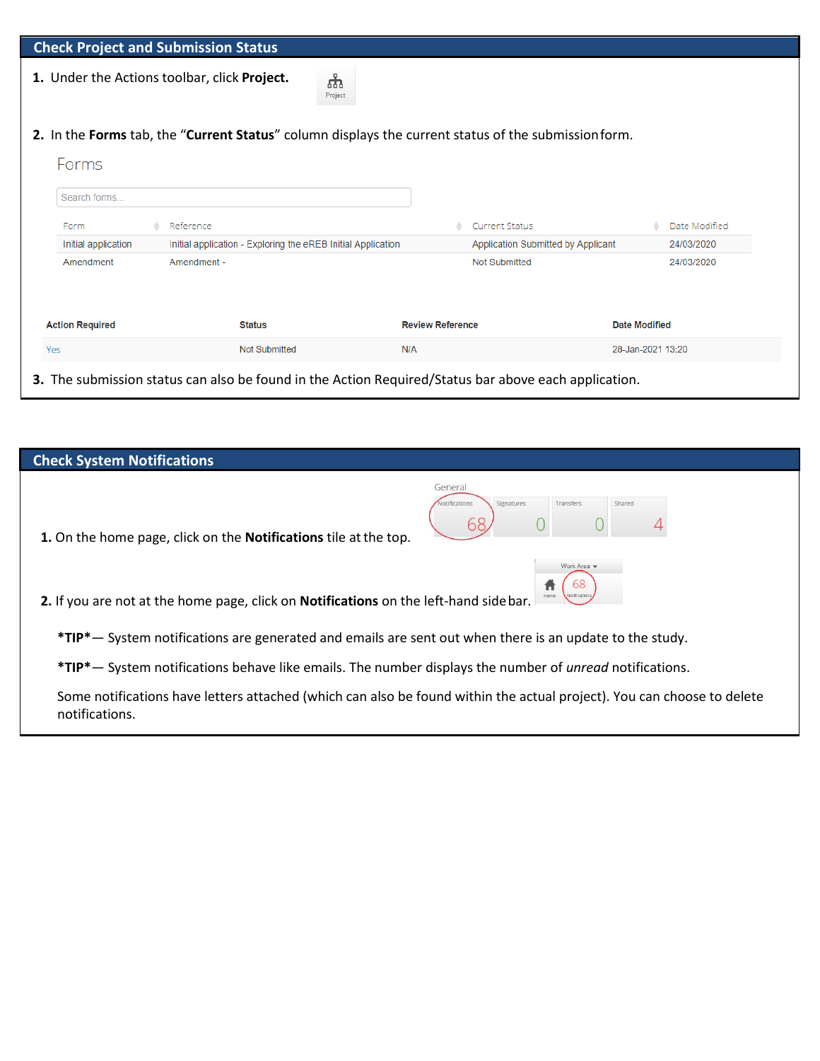## Check Project and Submission Status

1. Under the Actions toolbar, click **Project.**

Project

2. In the **Forms** tab, the "**Current Status**" column displays the current status of the submission form.

Forms

Search forms...

| Form | Reference | Current Status | Date Modified |
|---|---|---|---|
| Initial application | Initial application - Exploring the eREB Initial Application | Application Submitted by Applicant | 24/03/2020 |
| Amendment | Amendment - | Not Submitted | 24/03/2020 |

| Action Required | Status | Review Reference | Date Modified |
|---|---|---|---|
| Yes | Not Submitted | N/A | 28-Jan-2021 13:20 |

3. The submission status can also be found in the Action Required/Status bar above each application.

## Check System Notifications

General

| Notifications | Signatures | Transfers | Shared |
|---|---|---|---|
| 68 | 0 | 0 | 4 |

1. On the home page, click on the **Notifications** tile at the top.

Work Area

Home | 68 Notifications

2. If you are not at the home page, click on **Notifications** on the left-hand side bar.

**\*TIP\*** — System notifications are generated and emails are sent out when there is an update to the study.

**\*TIP\*** — System notifications behave like emails. The number displays the number of *unread* notifications.

Some notifications have letters attached (which can also be found within the actual project). You can choose to delete notifications.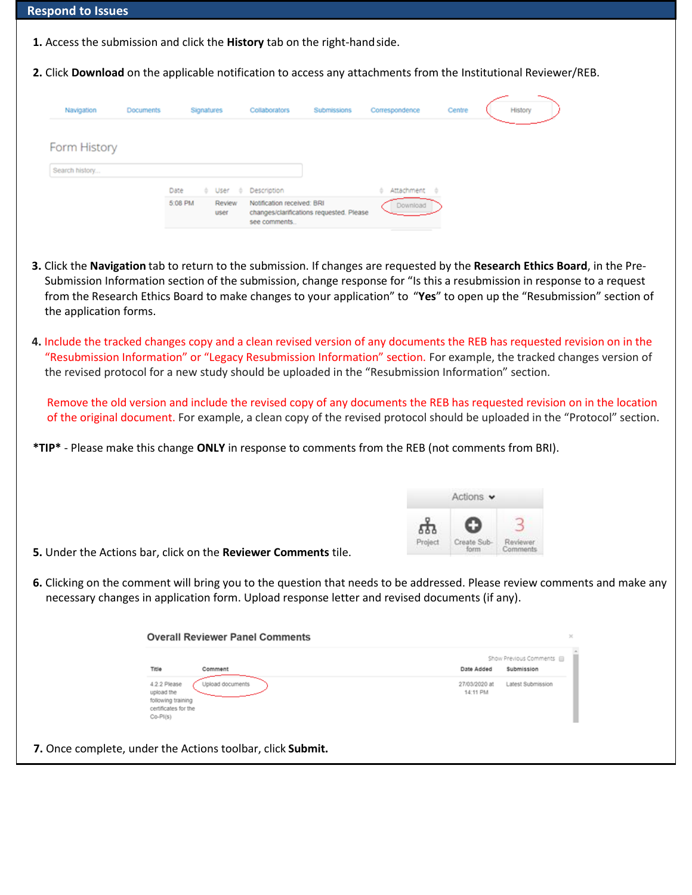## Respond to Issues

**1.** Access the submission and click the **History** tab on the right-hand side.

**2.** Click **Download** on the applicable notification to access any attachments from the Institutional Reviewer/REB.

**3.** Click the **Navigation** tab to return to the submission. If changes are requested by the **Research Ethics Board**, in the Pre-Submission Information section of the submission, change response for "Is this a resubmission in response to a request from the Research Ethics Board to make changes to your application" to "**Yes**" to open up the "Resubmission" section of the application forms.

**4.** Include the tracked changes copy and a clean revised version of any documents the REB has requested revision on in the "Resubmission Information" or "Legacy Resubmission Information" section. For example, the tracked changes version of the revised protocol for a new study should be uploaded in the "Resubmission Information" section.

Remove the old version and include the revised copy of any documents the REB has requested revision on in the location of the original document. For example, a clean copy of the revised protocol should be uploaded in the "Protocol" section.

***TIP*** - Please make this change **ONLY** in response to comments from the REB (not comments from BRI).

**5.** Under the Actions bar, click on the **Reviewer Comments** tile.

**6.** Clicking on the comment will bring you to the question that needs to be addressed. Please review comments and make any necessary changes in application form. Upload response letter and revised documents (if any).

**7.** Once complete, under the Actions toolbar, click **Submit.**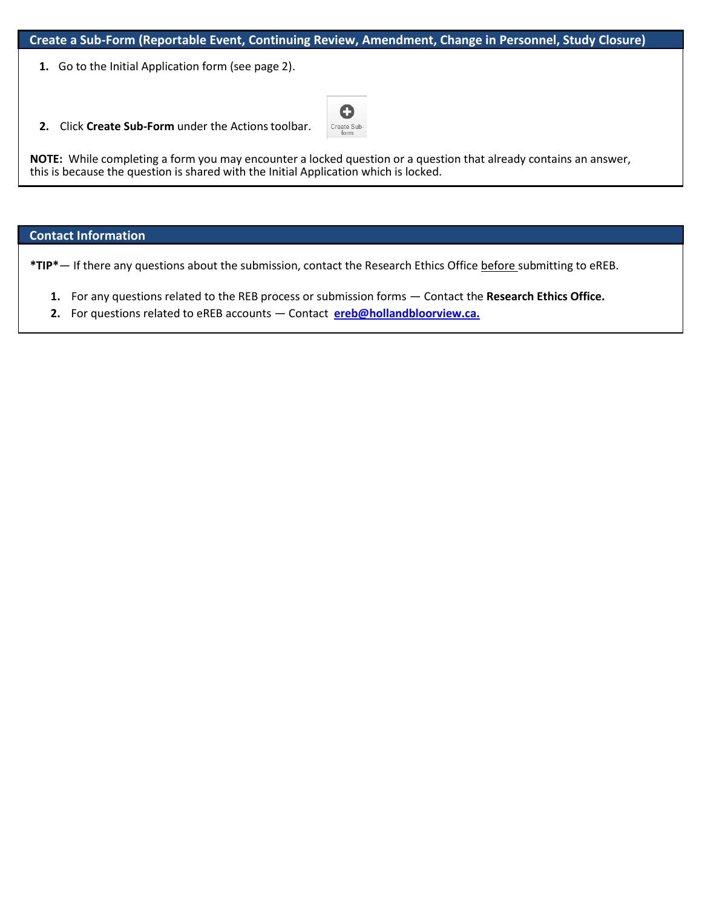## Create a Sub-Form (Reportable Event, Continuing Review, Amendment, Change in Personnel, Study Closure)

1. Go to the Initial Application form (see page 2).
2. Click **Create Sub-Form** under the Actions toolbar.

**NOTE:** While completing a form you may encounter a locked question or a question that already contains an answer, this is because the question is shared with the Initial Application which is locked.

## Contact Information

***TIP***— If there any questions about the submission, contact the Research Ethics Office before submitting to eREB.

1. For any questions related to the REB process or submission forms — Contact the **Research Ethics Office.**
2. For questions related to eREB accounts — Contact **ereb@hollandbloorview.ca.**